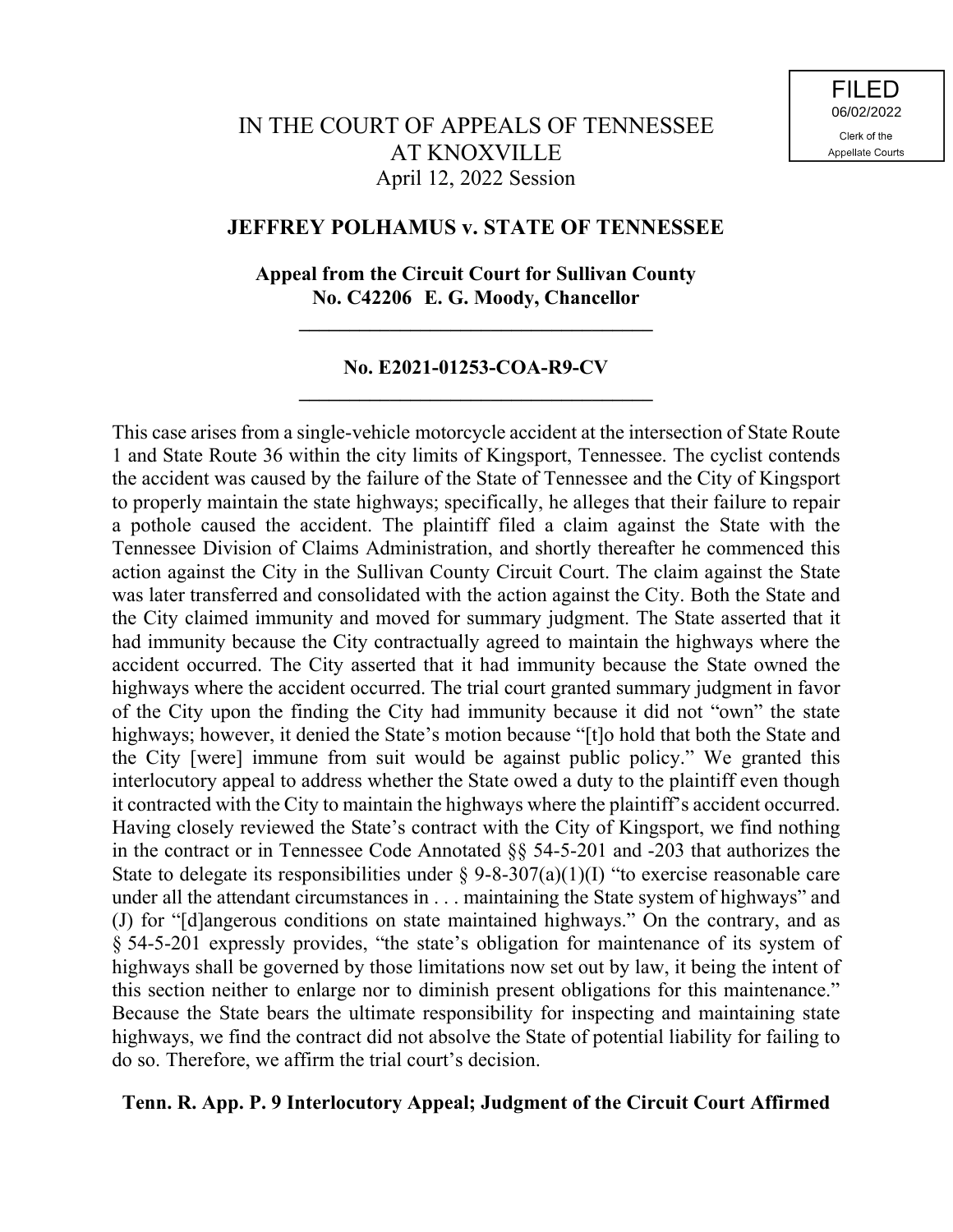FILED
06/02/2022
Clerk of the
Appellate Courts

IN THE COURT OF APPEALS OF TENNESSEE
AT KNOXVILLE
April 12, 2022 Session

**JEFFREY POLHAMUS v. STATE OF TENNESSEE**

**Appeal from the Circuit Court for Sullivan County**
**No. C42206 E. G. Moody, Chancellor**

---

**No. E2021-01253-COA-R9-CV**

---

This case arises from a single-vehicle motorcycle accident at the intersection of State Route 1 and State Route 36 within the city limits of Kingsport, Tennessee. The cyclist contends the accident was caused by the failure of the State of Tennessee and the City of Kingsport to properly maintain the state highways; specifically, he alleges that their failure to repair a pothole caused the accident. The plaintiff filed a claim against the State with the Tennessee Division of Claims Administration, and shortly thereafter he commenced this action against the City in the Sullivan County Circuit Court. The claim against the State was later transferred and consolidated with the action against the City. Both the State and the City claimed immunity and moved for summary judgment. The State asserted that it had immunity because the City contractually agreed to maintain the highways where the accident occurred. The City asserted that it had immunity because the State owned the highways where the accident occurred. The trial court granted summary judgment in favor of the City upon the finding the City had immunity because it did not "own" the state highways; however, it denied the State's motion because "[t]o hold that both the State and the City [were] immune from suit would be against public policy." We granted this interlocutory appeal to address whether the State owed a duty to the plaintiff even though it contracted with the City to maintain the highways where the plaintiff's accident occurred. Having closely reviewed the State's contract with the City of Kingsport, we find nothing in the contract or in Tennessee Code Annotated §§ 54-5-201 and -203 that authorizes the State to delegate its responsibilities under § 9-8-307(a)(1)(I) "to exercise reasonable care under all the attendant circumstances in . . . maintaining the State system of highways" and (J) for "[d]angerous conditions on state maintained highways." On the contrary, and as § 54-5-201 expressly provides, "the state's obligation for maintenance of its system of highways shall be governed by those limitations now set out by law, it being the intent of this section neither to enlarge nor to diminish present obligations for this maintenance." Because the State bears the ultimate responsibility for inspecting and maintaining state highways, we find the contract did not absolve the State of potential liability for failing to do so. Therefore, we affirm the trial court's decision.

**Tenn. R. App. P. 9 Interlocutory Appeal; Judgment of the Circuit Court Affirmed**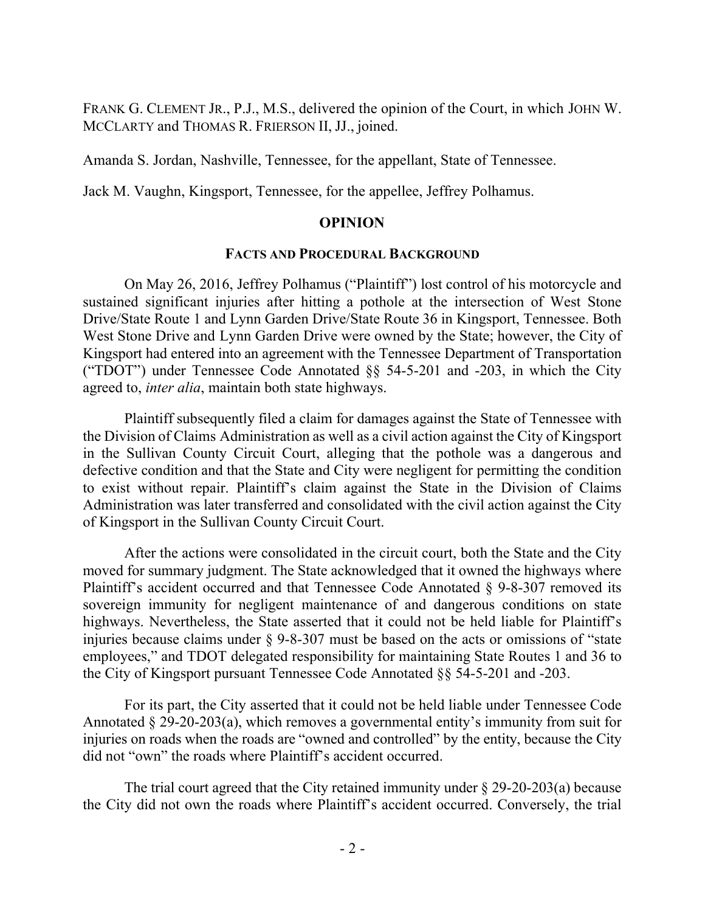FRANK G. CLEMENT JR., P.J., M.S., delivered the opinion of the Court, in which JOHN W. MCCLARTY and THOMAS R. FRIERSON II, JJ., joined.

Amanda S. Jordan, Nashville, Tennessee, for the appellant, State of Tennessee.

Jack M. Vaughn, Kingsport, Tennessee, for the appellee, Jeffrey Polhamus.

## OPINION

### FACTS AND PROCEDURAL BACKGROUND

On May 26, 2016, Jeffrey Polhamus ("Plaintiff") lost control of his motorcycle and sustained significant injuries after hitting a pothole at the intersection of West Stone Drive/State Route 1 and Lynn Garden Drive/State Route 36 in Kingsport, Tennessee. Both West Stone Drive and Lynn Garden Drive were owned by the State; however, the City of Kingsport had entered into an agreement with the Tennessee Department of Transportation ("TDOT") under Tennessee Code Annotated §§ 54-5-201 and -203, in which the City agreed to, *inter alia*, maintain both state highways.

Plaintiff subsequently filed a claim for damages against the State of Tennessee with the Division of Claims Administration as well as a civil action against the City of Kingsport in the Sullivan County Circuit Court, alleging that the pothole was a dangerous and defective condition and that the State and City were negligent for permitting the condition to exist without repair. Plaintiff's claim against the State in the Division of Claims Administration was later transferred and consolidated with the civil action against the City of Kingsport in the Sullivan County Circuit Court.

After the actions were consolidated in the circuit court, both the State and the City moved for summary judgment. The State acknowledged that it owned the highways where Plaintiff's accident occurred and that Tennessee Code Annotated § 9-8-307 removed its sovereign immunity for negligent maintenance of and dangerous conditions on state highways. Nevertheless, the State asserted that it could not be held liable for Plaintiff's injuries because claims under § 9-8-307 must be based on the acts or omissions of "state employees," and TDOT delegated responsibility for maintaining State Routes 1 and 36 to the City of Kingsport pursuant Tennessee Code Annotated §§ 54-5-201 and -203.

For its part, the City asserted that it could not be held liable under Tennessee Code Annotated § 29-20-203(a), which removes a governmental entity's immunity from suit for injuries on roads when the roads are "owned and controlled" by the entity, because the City did not "own" the roads where Plaintiff's accident occurred.

The trial court agreed that the City retained immunity under § 29-20-203(a) because the City did not own the roads where Plaintiff's accident occurred. Conversely, the trial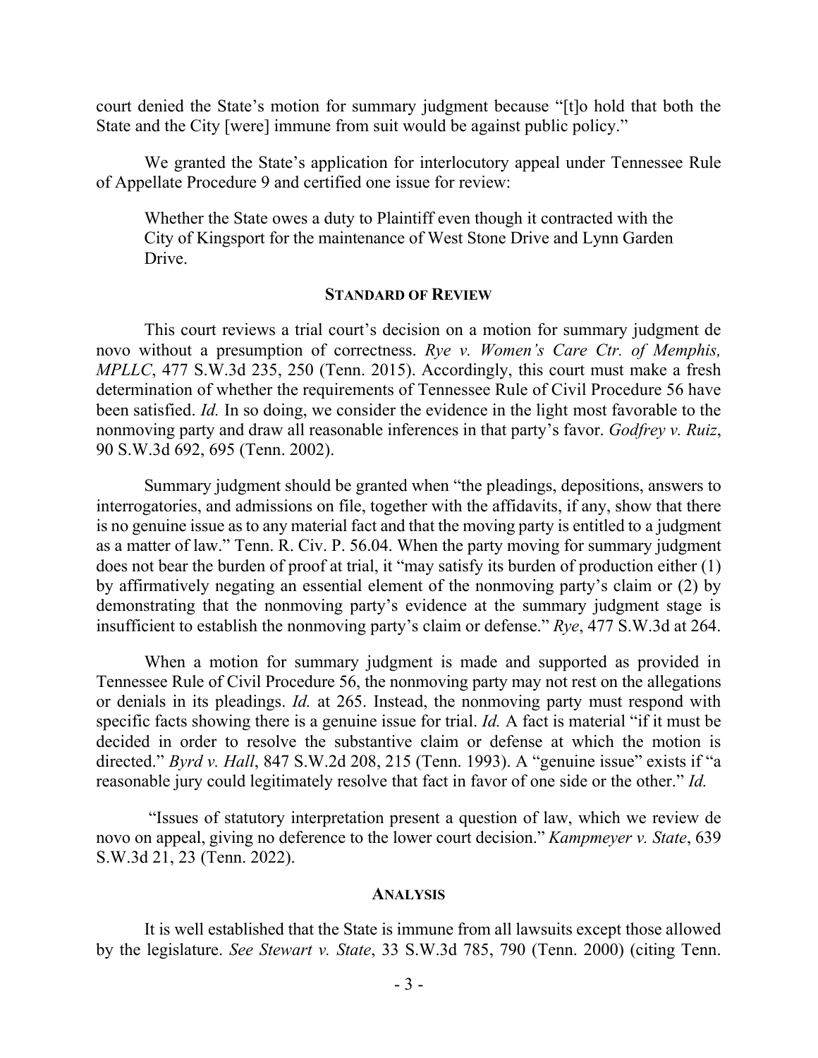court denied the State's motion for summary judgment because "[t]o hold that both the State and the City [were] immune from suit would be against public policy."

We granted the State's application for interlocutory appeal under Tennessee Rule of Appellate Procedure 9 and certified one issue for review:

> Whether the State owes a duty to Plaintiff even though it contracted with the City of Kingsport for the maintenance of West Stone Drive and Lynn Garden Drive.

## STANDARD OF REVIEW

This court reviews a trial court's decision on a motion for summary judgment de novo without a presumption of correctness. *Rye v. Women's Care Ctr. of Memphis, MPLLC*, 477 S.W.3d 235, 250 (Tenn. 2015). Accordingly, this court must make a fresh determination of whether the requirements of Tennessee Rule of Civil Procedure 56 have been satisfied. *Id.* In so doing, we consider the evidence in the light most favorable to the nonmoving party and draw all reasonable inferences in that party's favor. *Godfrey v. Ruiz*, 90 S.W.3d 692, 695 (Tenn. 2002).

Summary judgment should be granted when "the pleadings, depositions, answers to interrogatories, and admissions on file, together with the affidavits, if any, show that there is no genuine issue as to any material fact and that the moving party is entitled to a judgment as a matter of law." Tenn. R. Civ. P. 56.04. When the party moving for summary judgment does not bear the burden of proof at trial, it "may satisfy its burden of production either (1) by affirmatively negating an essential element of the nonmoving party's claim or (2) by demonstrating that the nonmoving party's evidence at the summary judgment stage is insufficient to establish the nonmoving party's claim or defense." *Rye*, 477 S.W.3d at 264.

When a motion for summary judgment is made and supported as provided in Tennessee Rule of Civil Procedure 56, the nonmoving party may not rest on the allegations or denials in its pleadings. *Id.* at 265. Instead, the nonmoving party must respond with specific facts showing there is a genuine issue for trial. *Id.* A fact is material "if it must be decided in order to resolve the substantive claim or defense at which the motion is directed." *Byrd v. Hall*, 847 S.W.2d 208, 215 (Tenn. 1993). A "genuine issue" exists if "a reasonable jury could legitimately resolve that fact in favor of one side or the other." *Id.*

"Issues of statutory interpretation present a question of law, which we review de novo on appeal, giving no deference to the lower court decision." *Kampmeyer v. State*, 639 S.W.3d 21, 23 (Tenn. 2022).

## ANALYSIS

It is well established that the State is immune from all lawsuits except those allowed by the legislature. *See Stewart v. State*, 33 S.W.3d 785, 790 (Tenn. 2000) (citing Tenn.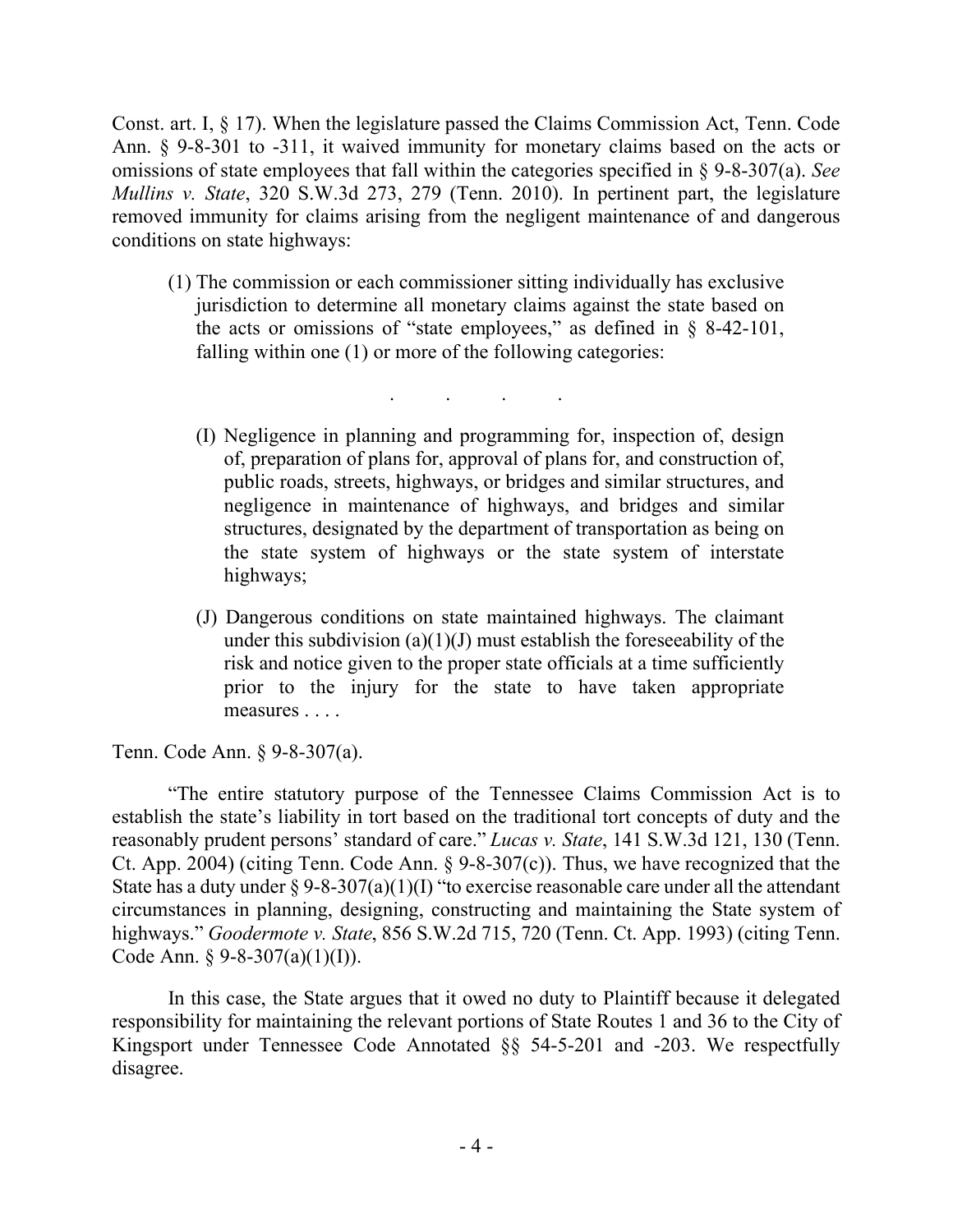Const. art. I, § 17). When the legislature passed the Claims Commission Act, Tenn. Code Ann. § 9-8-301 to -311, it waived immunity for monetary claims based on the acts or omissions of state employees that fall within the categories specified in § 9-8-307(a). *See Mullins v. State*, 320 S.W.3d 273, 279 (Tenn. 2010). In pertinent part, the legislature removed immunity for claims arising from the negligent maintenance of and dangerous conditions on state highways:

> (1) The commission or each commissioner sitting individually has exclusive jurisdiction to determine all monetary claims against the state based on the acts or omissions of "state employees," as defined in § 8-42-101, falling within one (1) or more of the following categories:
>
> . . . .
>
> (I) Negligence in planning and programming for, inspection of, design of, preparation of plans for, approval of plans for, and construction of, public roads, streets, highways, or bridges and similar structures, and negligence in maintenance of highways, and bridges and similar structures, designated by the department of transportation as being on the state system of highways or the state system of interstate highways;
>
> (J) Dangerous conditions on state maintained highways. The claimant under this subdivision (a)(1)(J) must establish the foreseeability of the risk and notice given to the proper state officials at a time sufficiently prior to the injury for the state to have taken appropriate measures . . . .

Tenn. Code Ann. § 9-8-307(a).

"The entire statutory purpose of the Tennessee Claims Commission Act is to establish the state's liability in tort based on the traditional tort concepts of duty and the reasonably prudent persons' standard of care." *Lucas v. State*, 141 S.W.3d 121, 130 (Tenn. Ct. App. 2004) (citing Tenn. Code Ann. § 9-8-307(c)). Thus, we have recognized that the State has a duty under § 9-8-307(a)(1)(I) "to exercise reasonable care under all the attendant circumstances in planning, designing, constructing and maintaining the State system of highways." *Goodermote v. State*, 856 S.W.2d 715, 720 (Tenn. Ct. App. 1993) (citing Tenn. Code Ann. § 9-8-307(a)(1)(I)).

In this case, the State argues that it owed no duty to Plaintiff because it delegated responsibility for maintaining the relevant portions of State Routes 1 and 36 to the City of Kingsport under Tennessee Code Annotated §§ 54-5-201 and -203. We respectfully disagree.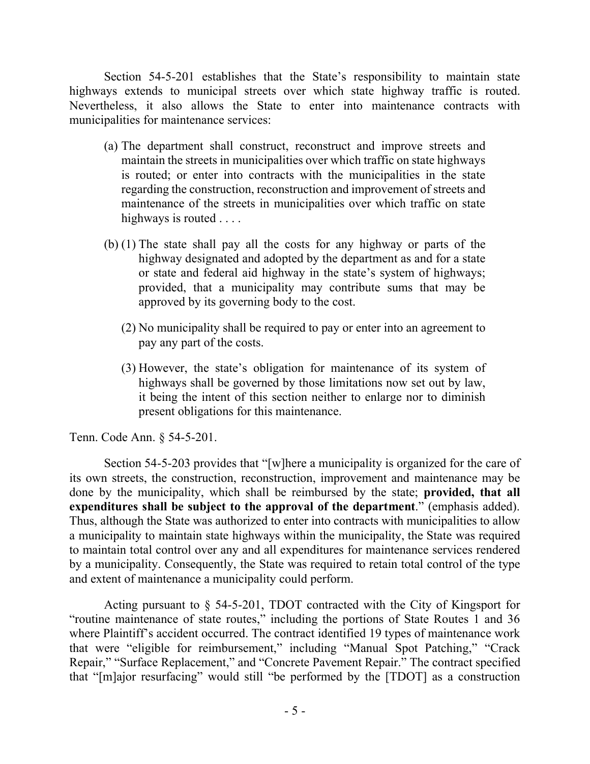Section 54-5-201 establishes that the State's responsibility to maintain state highways extends to municipal streets over which state highway traffic is routed. Nevertheless, it also allows the State to enter into maintenance contracts with municipalities for maintenance services:

> (a) The department shall construct, reconstruct and improve streets and maintain the streets in municipalities over which traffic on state highways is routed; or enter into contracts with the municipalities in the state regarding the construction, reconstruction and improvement of streets and maintenance of the streets in municipalities over which traffic on state highways is routed . . . .
>
> (b) (1) The state shall pay all the costs for any highway or parts of the highway designated and adopted by the department as and for a state or state and federal aid highway in the state's system of highways; provided, that a municipality may contribute sums that may be approved by its governing body to the cost.
>
> (2) No municipality shall be required to pay or enter into an agreement to pay any part of the costs.
>
> (3) However, the state's obligation for maintenance of its system of highways shall be governed by those limitations now set out by law, it being the intent of this section neither to enlarge nor to diminish present obligations for this maintenance.

Tenn. Code Ann. § 54-5-201.

Section 54-5-203 provides that "[w]here a municipality is organized for the care of its own streets, the construction, reconstruction, improvement and maintenance may be done by the municipality, which shall be reimbursed by the state; **provided, that all expenditures shall be subject to the approval of the department**." (emphasis added). Thus, although the State was authorized to enter into contracts with municipalities to allow a municipality to maintain state highways within the municipality, the State was required to maintain total control over any and all expenditures for maintenance services rendered by a municipality. Consequently, the State was required to retain total control of the type and extent of maintenance a municipality could perform.

Acting pursuant to § 54-5-201, TDOT contracted with the City of Kingsport for "routine maintenance of state routes," including the portions of State Routes 1 and 36 where Plaintiff's accident occurred. The contract identified 19 types of maintenance work that were "eligible for reimbursement," including "Manual Spot Patching," "Crack Repair," "Surface Replacement," and "Concrete Pavement Repair." The contract specified that "[m]ajor resurfacing" would still "be performed by the [TDOT] as a construction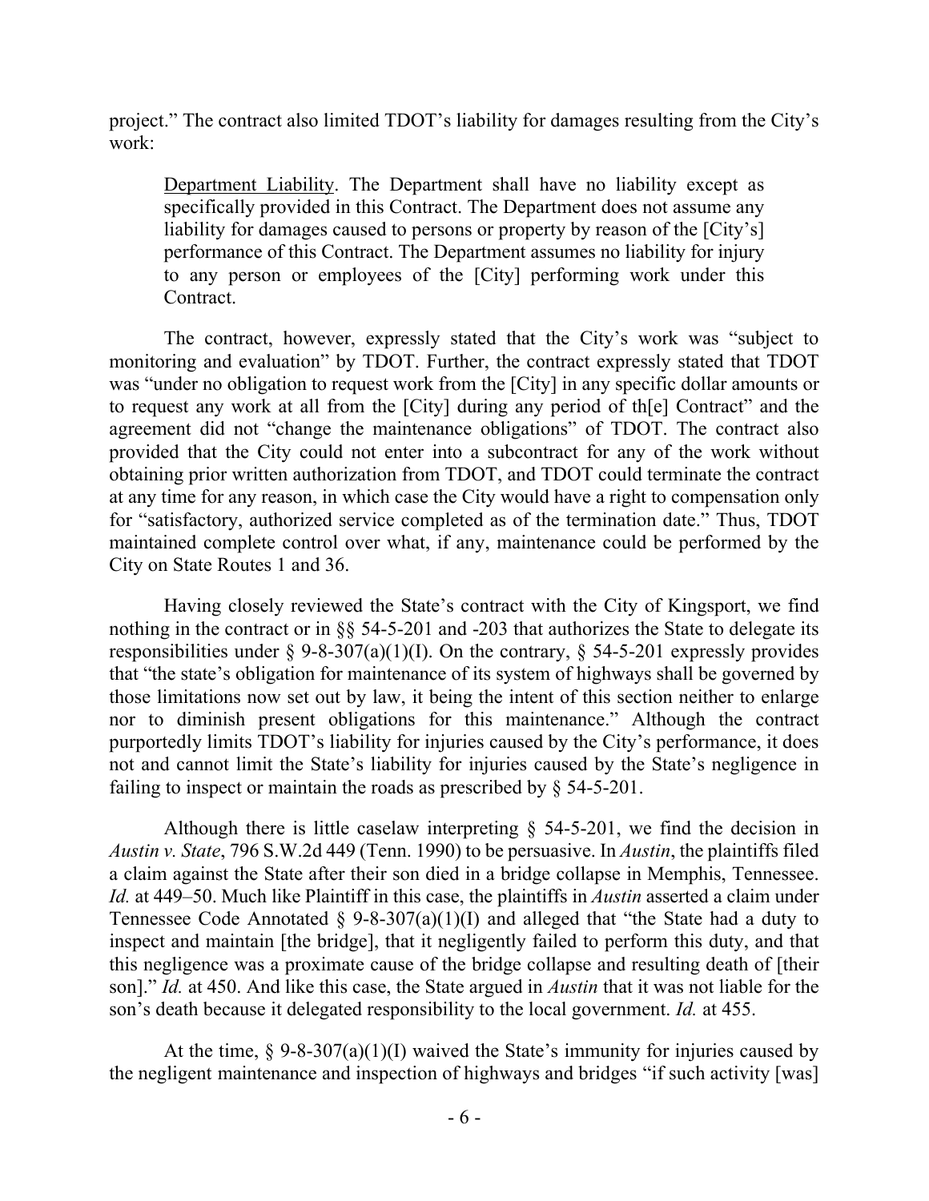project." The contract also limited TDOT's liability for damages resulting from the City's work:

> Department Liability. The Department shall have no liability except as specifically provided in this Contract. The Department does not assume any liability for damages caused to persons or property by reason of the [City's] performance of this Contract. The Department assumes no liability for injury to any person or employees of the [City] performing work under this Contract.

The contract, however, expressly stated that the City's work was "subject to monitoring and evaluation" by TDOT. Further, the contract expressly stated that TDOT was "under no obligation to request work from the [City] in any specific dollar amounts or to request any work at all from the [City] during any period of th[e] Contract" and the agreement did not "change the maintenance obligations" of TDOT. The contract also provided that the City could not enter into a subcontract for any of the work without obtaining prior written authorization from TDOT, and TDOT could terminate the contract at any time for any reason, in which case the City would have a right to compensation only for "satisfactory, authorized service completed as of the termination date." Thus, TDOT maintained complete control over what, if any, maintenance could be performed by the City on State Routes 1 and 36.

Having closely reviewed the State's contract with the City of Kingsport, we find nothing in the contract or in §§ 54-5-201 and -203 that authorizes the State to delegate its responsibilities under § 9-8-307(a)(1)(I). On the contrary, § 54-5-201 expressly provides that "the state's obligation for maintenance of its system of highways shall be governed by those limitations now set out by law, it being the intent of this section neither to enlarge nor to diminish present obligations for this maintenance." Although the contract purportedly limits TDOT's liability for injuries caused by the City's performance, it does not and cannot limit the State's liability for injuries caused by the State's negligence in failing to inspect or maintain the roads as prescribed by § 54-5-201.

Although there is little caselaw interpreting § 54-5-201, we find the decision in *Austin v. State*, 796 S.W.2d 449 (Tenn. 1990) to be persuasive. In *Austin*, the plaintiffs filed a claim against the State after their son died in a bridge collapse in Memphis, Tennessee. *Id.* at 449–50. Much like Plaintiff in this case, the plaintiffs in *Austin* asserted a claim under Tennessee Code Annotated § 9-8-307(a)(1)(I) and alleged that "the State had a duty to inspect and maintain [the bridge], that it negligently failed to perform this duty, and that this negligence was a proximate cause of the bridge collapse and resulting death of [their son]." *Id.* at 450. And like this case, the State argued in *Austin* that it was not liable for the son's death because it delegated responsibility to the local government. *Id.* at 455.

At the time, § 9-8-307(a)(1)(I) waived the State's immunity for injuries caused by the negligent maintenance and inspection of highways and bridges "if such activity [was]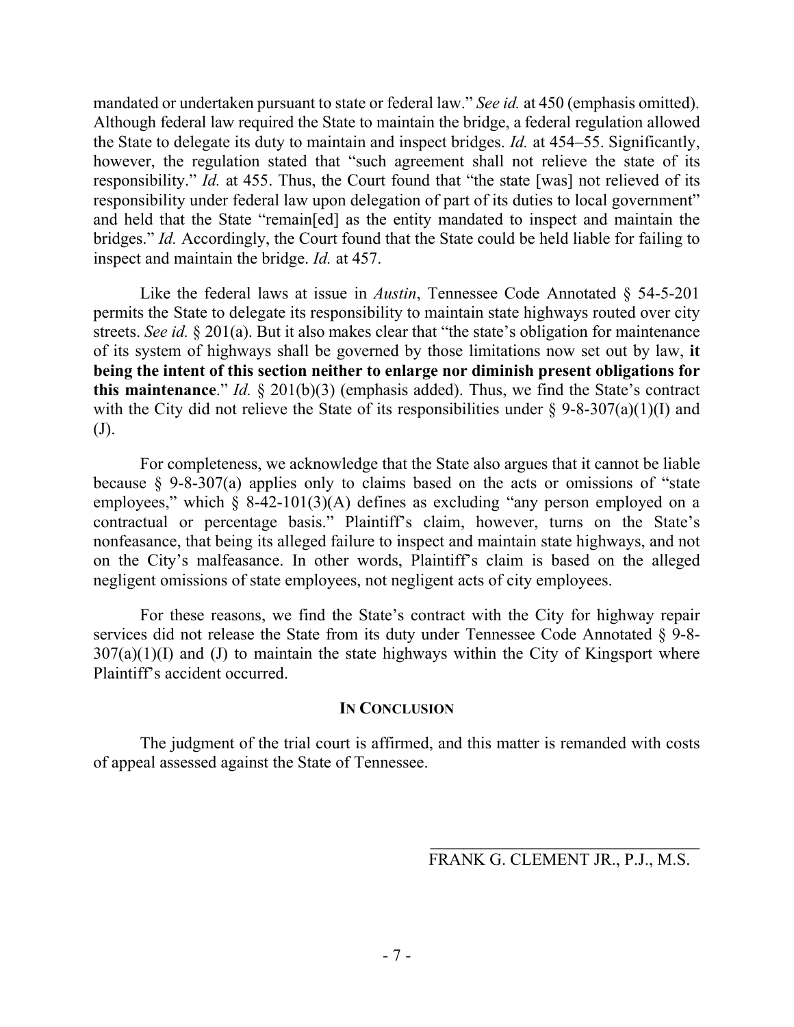mandated or undertaken pursuant to state or federal law." *See id.* at 450 (emphasis omitted). Although federal law required the State to maintain the bridge, a federal regulation allowed the State to delegate its duty to maintain and inspect bridges. *Id.* at 454–55. Significantly, however, the regulation stated that "such agreement shall not relieve the state of its responsibility." *Id.* at 455. Thus, the Court found that "the state [was] not relieved of its responsibility under federal law upon delegation of part of its duties to local government" and held that the State "remain[ed] as the entity mandated to inspect and maintain the bridges." *Id.* Accordingly, the Court found that the State could be held liable for failing to inspect and maintain the bridge. *Id.* at 457.

Like the federal laws at issue in *Austin*, Tennessee Code Annotated § 54-5-201 permits the State to delegate its responsibility to maintain state highways routed over city streets. *See id.* § 201(a). But it also makes clear that "the state's obligation for maintenance of its system of highways shall be governed by those limitations now set out by law, **it being the intent of this section neither to enlarge nor diminish present obligations for this maintenance**." *Id.* § 201(b)(3) (emphasis added). Thus, we find the State's contract with the City did not relieve the State of its responsibilities under § 9-8-307(a)(1)(I) and (J).

For completeness, we acknowledge that the State also argues that it cannot be liable because § 9-8-307(a) applies only to claims based on the acts or omissions of "state employees," which § 8-42-101(3)(A) defines as excluding "any person employed on a contractual or percentage basis." Plaintiff's claim, however, turns on the State's nonfeasance, that being its alleged failure to inspect and maintain state highways, and not on the City's malfeasance. In other words, Plaintiff's claim is based on the alleged negligent omissions of state employees, not negligent acts of city employees.

For these reasons, we find the State's contract with the City for highway repair services did not release the State from its duty under Tennessee Code Annotated § 9-8-307(a)(1)(I) and (J) to maintain the state highways within the City of Kingsport where Plaintiff's accident occurred.

## IN CONCLUSION

The judgment of the trial court is affirmed, and this matter is remanded with costs of appeal assessed against the State of Tennessee.

FRANK G. CLEMENT JR., P.J., M.S.